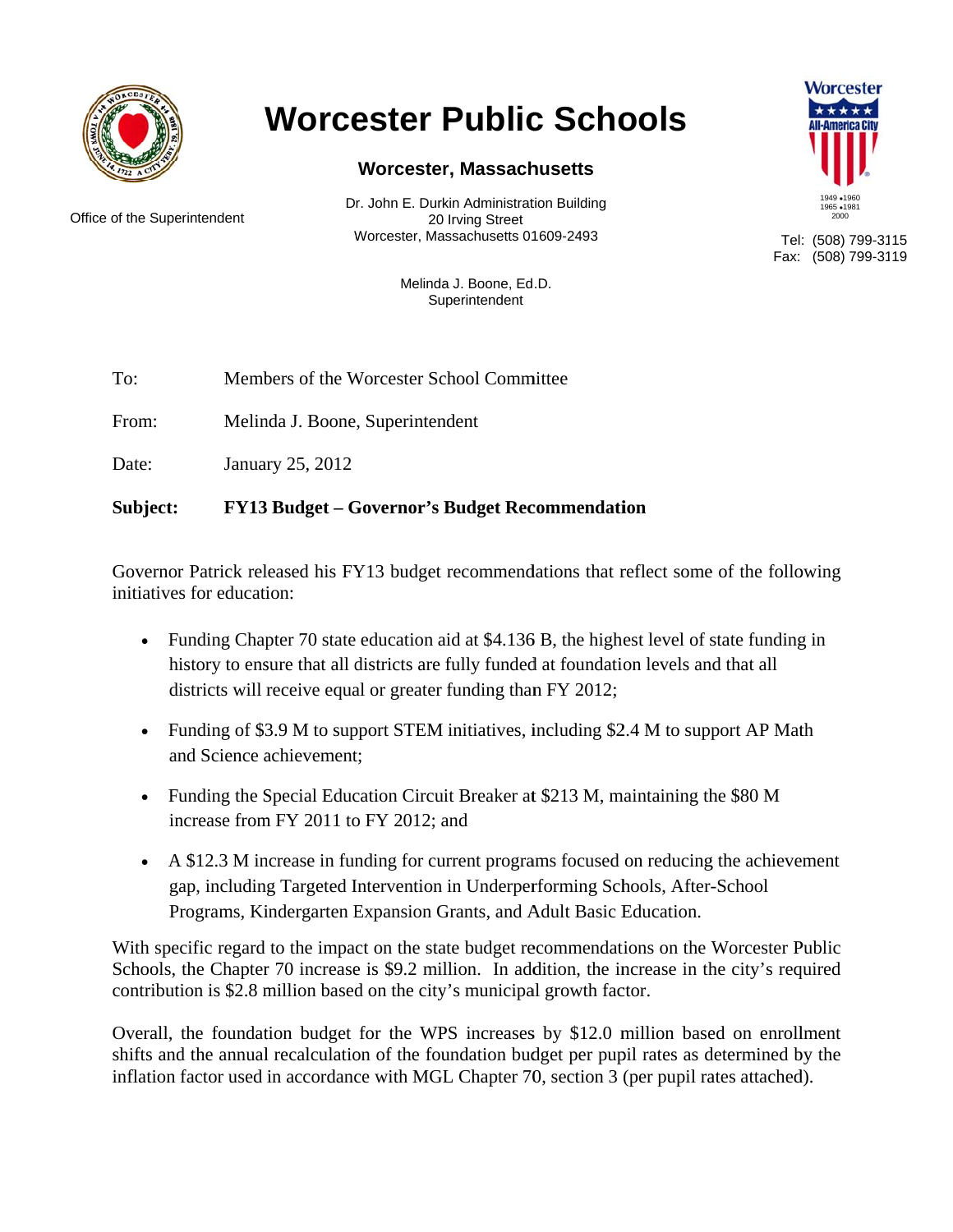# Worcester Public Schools

## Worcester, Massachusetts

Office of the Superintendent

Dr. John E. Durkin Administration Building
20 Irving Street
Worcester, Massachusetts 01609-2493

Tel: (508) 799-3115
Fax: (508) 799-3119

Melinda J. Boone, Ed.D.
Superintendent

To: Members of the Worcester School Committee

From: Melinda J. Boone, Superintendent

Date: January 25, 2012

**Subject: FY13 Budget – Governor's Budget Recommendation**

Governor Patrick released his FY13 budget recommendations that reflect some of the following initiatives for education:

- Funding Chapter 70 state education aid at $4.136 B, the highest level of state funding in history to ensure that all districts are fully funded at foundation levels and that all districts will receive equal or greater funding than FY 2012;
- Funding of $3.9 M to support STEM initiatives, including $2.4 M to support AP Math and Science achievement;
- Funding the Special Education Circuit Breaker at $213 M, maintaining the $80 M increase from FY 2011 to FY 2012; and
- A $12.3 M increase in funding for current programs focused on reducing the achievement gap, including Targeted Intervention in Underperforming Schools, After-School Programs, Kindergarten Expansion Grants, and Adult Basic Education.

With specific regard to the impact on the state budget recommendations on the Worcester Public Schools, the Chapter 70 increase is $9.2 million. In addition, the increase in the city's required contribution is $2.8 million based on the city's municipal growth factor.

Overall, the foundation budget for the WPS increases by $12.0 million based on enrollment shifts and the annual recalculation of the foundation budget per pupil rates as determined by the inflation factor used in accordance with MGL Chapter 70, section 3 (per pupil rates attached).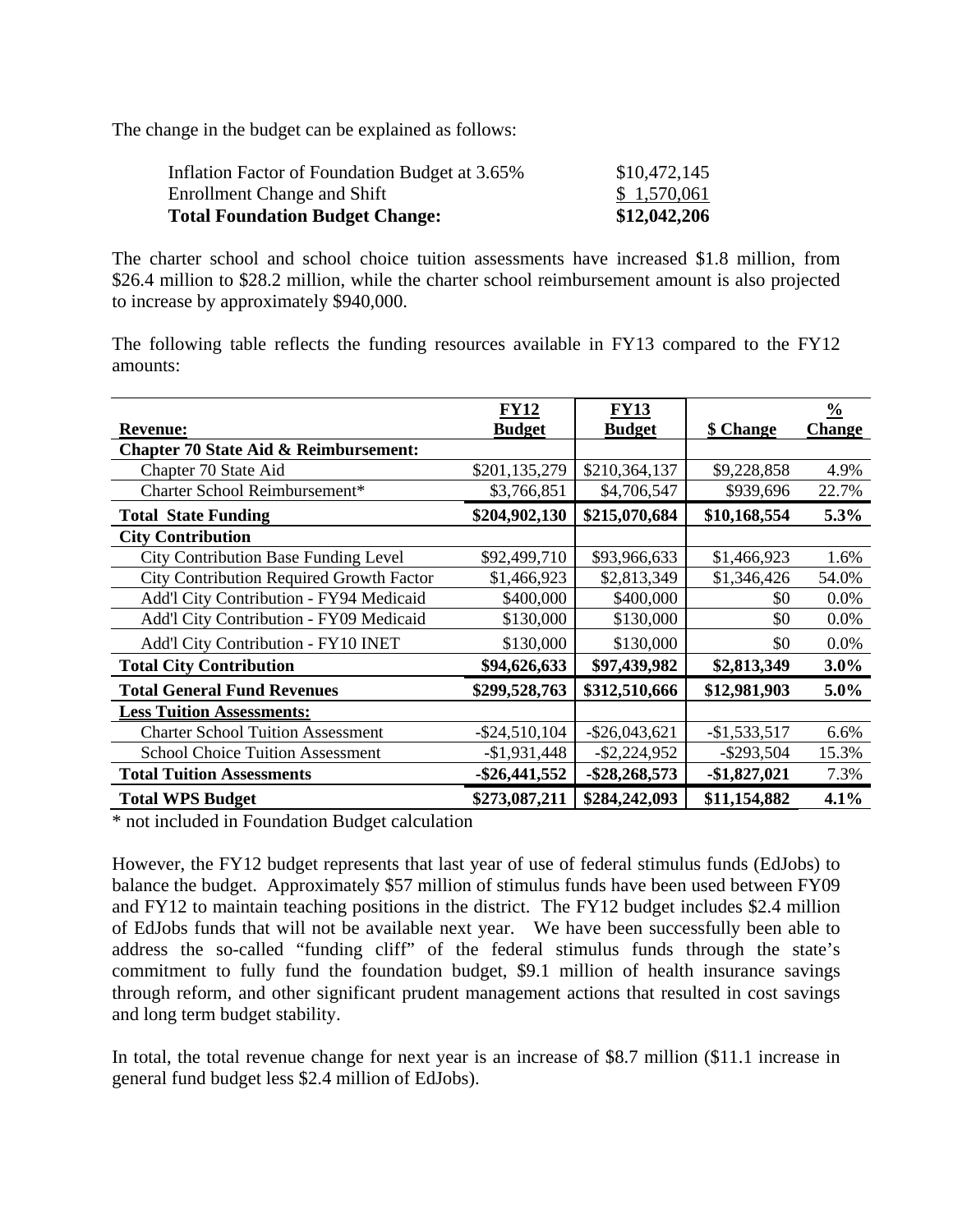The change in the budget can be explained as follows:

| | |
|---|---|
| Inflation Factor of Foundation Budget at 3.65% | $10,472,145 |
| Enrollment Change and Shift | $ 1,570,061 |
| **Total Foundation Budget Change:** | **$12,042,206** |

The charter school and school choice tuition assessments have increased $1.8 million, from $26.4 million to $28.2 million, while the charter school reimbursement amount is also projected to increase by approximately $940,000.

The following table reflects the funding resources available in FY13 compared to the FY12 amounts:

| **Revenue:** | **FY12 Budget** | **FY13 Budget** | **$ Change** | **% Change** |
|---|---|---|---|---|
| **Chapter 70 State Aid & Reimbursement:** | | | | |
| Chapter 70 State Aid | $201,135,279 | $210,364,137 | $9,228,858 | 4.9% |
| Charter School Reimbursement* | $3,766,851 | $4,706,547 | $939,696 | 22.7% |
| **Total State Funding** | **$204,902,130** | **$215,070,684** | **$10,168,554** | **5.3%** |
| **City Contribution** | | | | |
| City Contribution Base Funding Level | $92,499,710 | $93,966,633 | $1,466,923 | 1.6% |
| City Contribution Required Growth Factor | $1,466,923 | $2,813,349 | $1,346,426 | 54.0% |
| Add'l City Contribution - FY94 Medicaid | $400,000 | $400,000 | $0 | 0.0% |
| Add'l City Contribution - FY09 Medicaid | $130,000 | $130,000 | $0 | 0.0% |
| Add'l City Contribution - FY10 INET | $130,000 | $130,000 | $0 | 0.0% |
| **Total City Contribution** | **$94,626,633** | **$97,439,982** | **$2,813,349** | **3.0%** |
| **Total General Fund Revenues** | **$299,528,763** | **$312,510,666** | **$12,981,903** | **5.0%** |
| **Less Tuition Assessments:** | | | | |
| Charter School Tuition Assessment | -$24,510,104 | -$26,043,621 | -$1,533,517 | 6.6% |
| School Choice Tuition Assessment | -$1,931,448 | -$2,224,952 | -$293,504 | 15.3% |
| **Total Tuition Assessments** | **-$26,441,552** | **-$28,268,573** | **-$1,827,021** | 7.3% |
| **Total WPS Budget** | **$273,087,211** | **$284,242,093** | **$11,154,882** | **4.1%** |

* not included in Foundation Budget calculation

However, the FY12 budget represents that last year of use of federal stimulus funds (EdJobs) to balance the budget. Approximately $57 million of stimulus funds have been used between FY09 and FY12 to maintain teaching positions in the district. The FY12 budget includes $2.4 million of EdJobs funds that will not be available next year. We have been successfully been able to address the so-called "funding cliff" of the federal stimulus funds through the state's commitment to fully fund the foundation budget, $9.1 million of health insurance savings through reform, and other significant prudent management actions that resulted in cost savings and long term budget stability.

In total, the total revenue change for next year is an increase of $8.7 million ($11.1 increase in general fund budget less $2.4 million of EdJobs).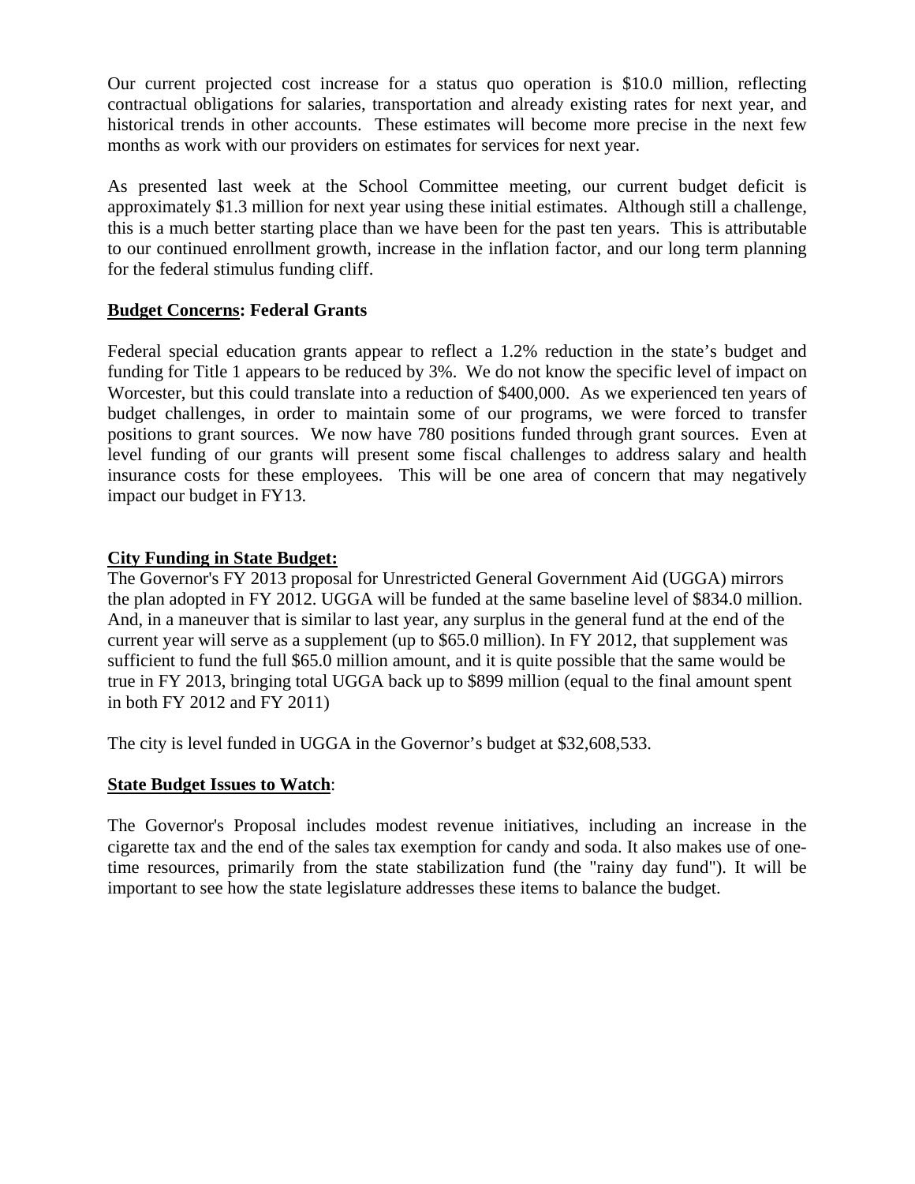Our current projected cost increase for a status quo operation is $10.0 million, reflecting contractual obligations for salaries, transportation and already existing rates for next year, and historical trends in other accounts. These estimates will become more precise in the next few months as work with our providers on estimates for services for next year.

As presented last week at the School Committee meeting, our current budget deficit is approximately $1.3 million for next year using these initial estimates. Although still a challenge, this is a much better starting place than we have been for the past ten years. This is attributable to our continued enrollment growth, increase in the inflation factor, and our long term planning for the federal stimulus funding cliff.

**Budget Concerns: Federal Grants**

Federal special education grants appear to reflect a 1.2% reduction in the state's budget and funding for Title 1 appears to be reduced by 3%. We do not know the specific level of impact on Worcester, but this could translate into a reduction of $400,000. As we experienced ten years of budget challenges, in order to maintain some of our programs, we were forced to transfer positions to grant sources. We now have 780 positions funded through grant sources. Even at level funding of our grants will present some fiscal challenges to address salary and health insurance costs for these employees. This will be one area of concern that may negatively impact our budget in FY13.

**City Funding in State Budget:**

The Governor's FY 2013 proposal for Unrestricted General Government Aid (UGGA) mirrors the plan adopted in FY 2012. UGGA will be funded at the same baseline level of $834.0 million. And, in a maneuver that is similar to last year, any surplus in the general fund at the end of the current year will serve as a supplement (up to $65.0 million). In FY 2012, that supplement was sufficient to fund the full $65.0 million amount, and it is quite possible that the same would be true in FY 2013, bringing total UGGA back up to $899 million (equal to the final amount spent in both FY 2012 and FY 2011)

The city is level funded in UGGA in the Governor's budget at $32,608,533.

**State Budget Issues to Watch**:

The Governor's Proposal includes modest revenue initiatives, including an increase in the cigarette tax and the end of the sales tax exemption for candy and soda. It also makes use of one-time resources, primarily from the state stabilization fund (the "rainy day fund"). It will be important to see how the state legislature addresses these items to balance the budget.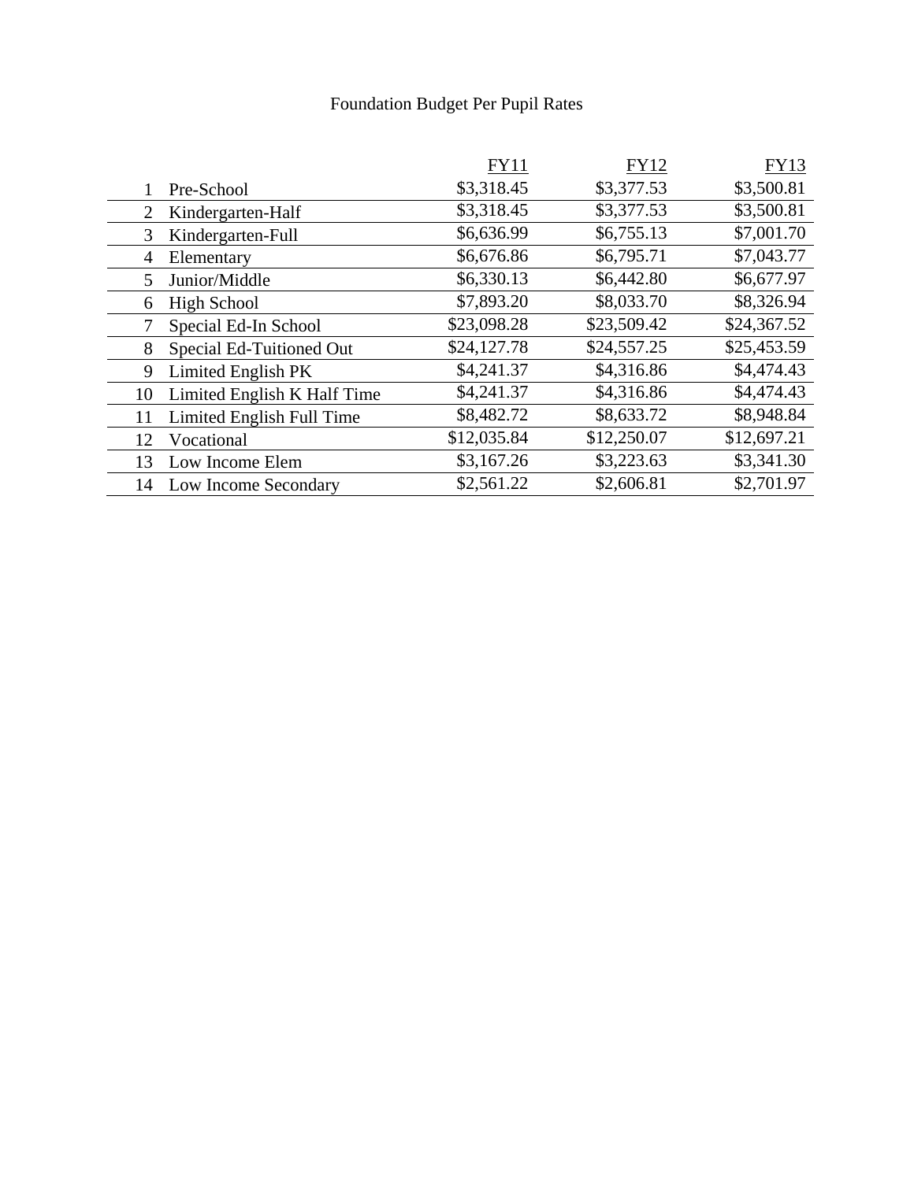# Foundation Budget Per Pupil Rates

| | | FY11 | FY12 | FY13 |
|---|---|---|---|---|
| 1 | Pre-School | $3,318.45 | $3,377.53 | $3,500.81 |
| 2 | Kindergarten-Half | $3,318.45 | $3,377.53 | $3,500.81 |
| 3 | Kindergarten-Full | $6,636.99 | $6,755.13 | $7,001.70 |
| 4 | Elementary | $6,676.86 | $6,795.71 | $7,043.77 |
| 5 | Junior/Middle | $6,330.13 | $6,442.80 | $6,677.97 |
| 6 | High School | $7,893.20 | $8,033.70 | $8,326.94 |
| 7 | Special Ed-In School | $23,098.28 | $23,509.42 | $24,367.52 |
| 8 | Special Ed-Tuitioned Out | $24,127.78 | $24,557.25 | $25,453.59 |
| 9 | Limited English PK | $4,241.37 | $4,316.86 | $4,474.43 |
| 10 | Limited English K Half Time | $4,241.37 | $4,316.86 | $4,474.43 |
| 11 | Limited English Full Time | $8,482.72 | $8,633.72 | $8,948.84 |
| 12 | Vocational | $12,035.84 | $12,250.07 | $12,697.21 |
| 13 | Low Income Elem | $3,167.26 | $3,223.63 | $3,341.30 |
| 14 | Low Income Secondary | $2,561.22 | $2,606.81 | $2,701.97 |